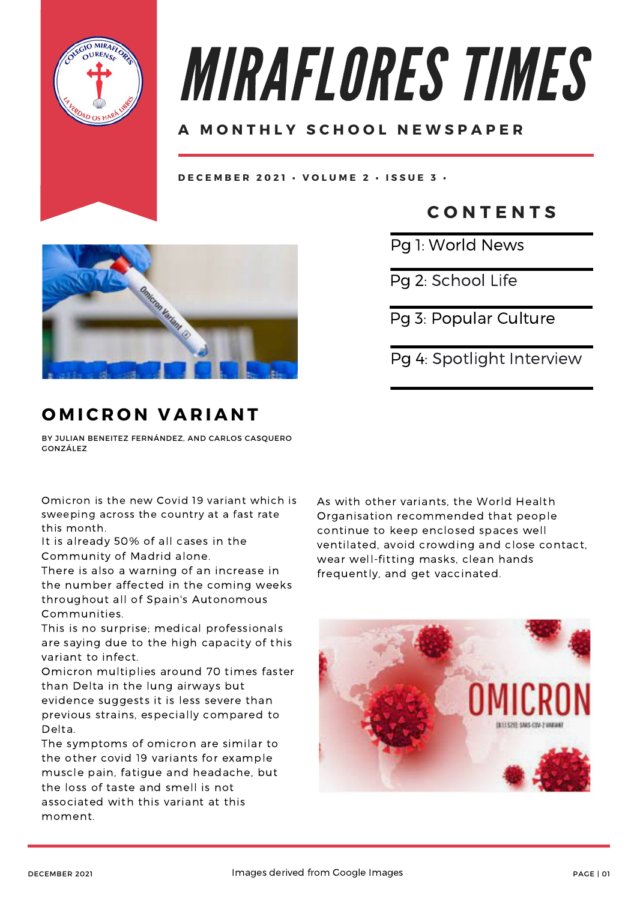# MIRAFLORES TIMES

**A MONTHLY SCHOOL NEWSPAPER**

DECEMBER 2021 • VOLUME 2 • ISSUE 3 •

## CONTENTS

- Pg 1: World News
- Pg 2: School Life
- Pg 3: Popular Culture
- Pg 4: Spotlight Interview

## OMICRON VARIANT

BY JULIAN BENEITEZ FERNÁNDEZ, AND CARLOS CASQUERO GONZÁLEZ

Omicron is the new Covid 19 variant which is sweeping across the country at a fast rate this month.

It is already 50% of all cases in the Community of Madrid alone.

There is also a warning of an increase in the number affected in the coming weeks throughout all of Spain's Autonomous Communities.

This is no surprise; medical professionals are saying due to the high capacity of this variant to infect.

Omicron multiplies around 70 times faster than Delta in the lung airways but evidence suggests it is less severe than previous strains, especially compared to Delta.

The symptoms of omicron are similar to the other covid 19 variants for example muscle pain, fatigue and headache, but the loss of taste and smell is not associated with this variant at this moment.

As with other variants, the World Health Organisation recommended that people continue to keep enclosed spaces well ventilated, avoid crowding and close contact, wear well-fitting masks, clean hands frequently, and get vaccinated.

Images derived from Google Images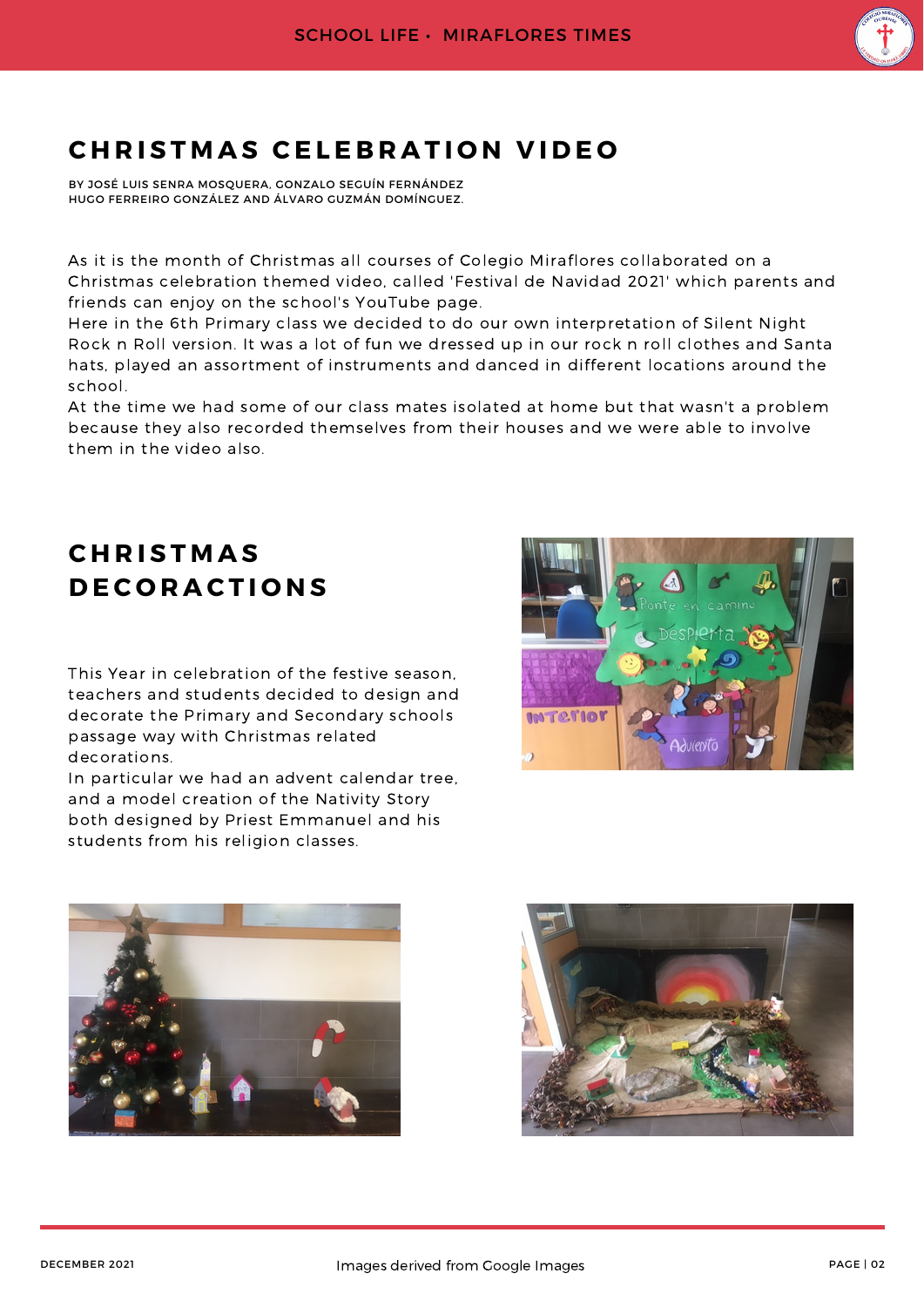## CHRISTMAS CELEBRATION VIDEO

BY JOSÉ LUIS SENRA MOSQUERA, GONZALO SEGUÍN FERNÁNDEZ
HUGO FERREIRO GONZÁLEZ AND ÁLVARO GUZMÁN DOMÍNGUEZ.

As it is the month of Christmas all courses of Colegio Miraflores collaborated on a Christmas celebration themed video, called 'Festival de Navidad 2021' which parents and friends can enjoy on the school's YouTube page.
Here in the 6th Primary class we decided to do our own interpretation of Silent Night Rock n Roll version. It was a lot of fun we dressed up in our rock n roll clothes and Santa hats, played an assortment of instruments and danced in different locations around the school.
At the time we had some of our class mates isolated at home but that wasn't a problem because they also recorded themselves from their houses and we were able to involve them in the video also.

## CHRISTMAS DECORACTIONS

This Year in celebration of the festive season, teachers and students decided to design and decorate the Primary and Secondary schools passage way with Christmas related decorations.
In particular we had an advent calendar tree, and a model creation of the Nativity Story both designed by Priest Emmanuel and his students from his religion classes.

Images derived from Google Images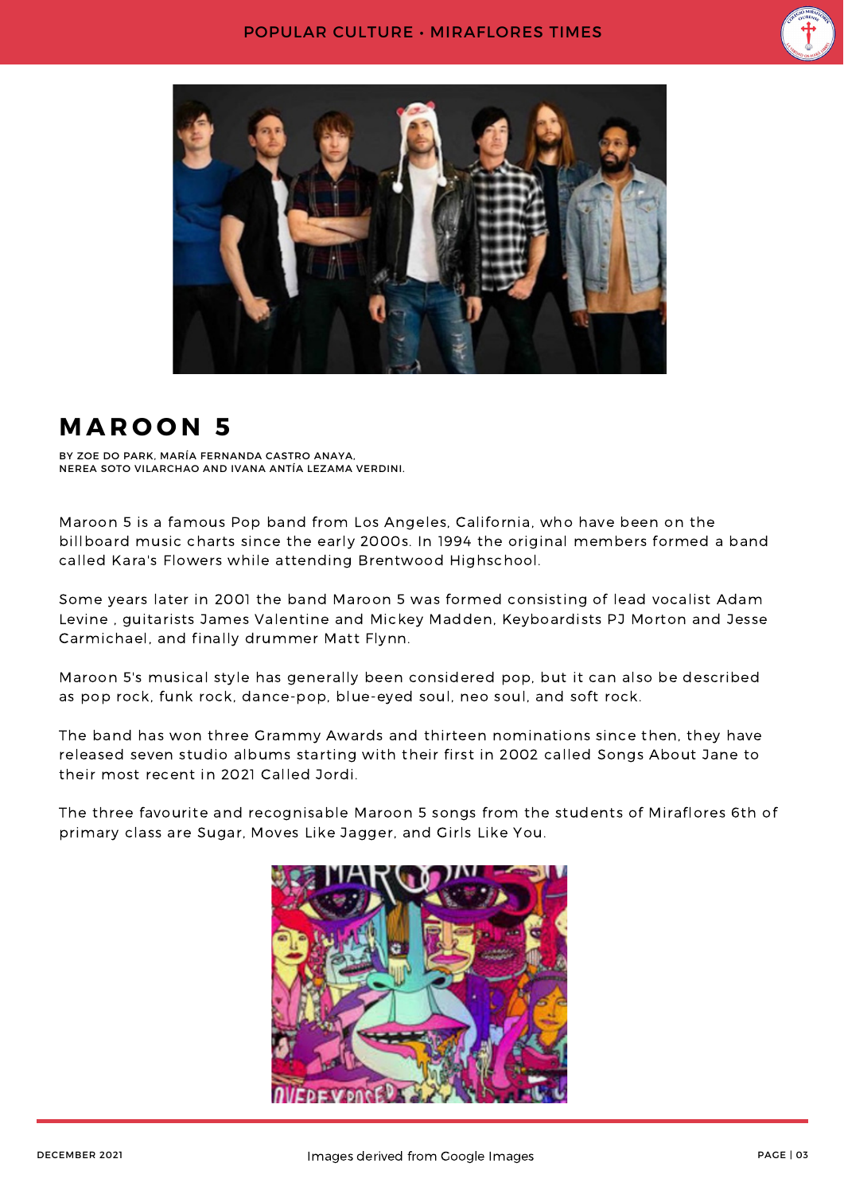# MAROON 5

BY ZOE DO PARK, MARÍA FERNANDA CASTRO ANAYA, NEREA SOTO VILARCHAO AND IVANA ANTÍA LEZAMA VERDINI.

Maroon 5 is a famous Pop band from Los Angeles, California, who have been on the billboard music charts since the early 2000s. In 1994 the original members formed a band called Kara's Flowers while attending Brentwood Highschool.

Some years later in 2001 the band Maroon 5 was formed consisting of lead vocalist Adam Levine , guitarists James Valentine and Mickey Madden, Keyboardists PJ Morton and Jesse Carmichael, and finally drummer Matt Flynn.

Maroon 5's musical style has generally been considered pop, but it can also be described as pop rock, funk rock, dance-pop, blue-eyed soul, neo soul, and soft rock.

The band has won three Grammy Awards and thirteen nominations since then, they have released seven studio albums starting with their first in 2002 called Songs About Jane to their most recent in 2021 Called Jordi.

The three favourite and recognisable Maroon 5 songs from the students of Miraflores 6th of primary class are Sugar, Moves Like Jagger, and Girls Like You.

Images derived from Google Images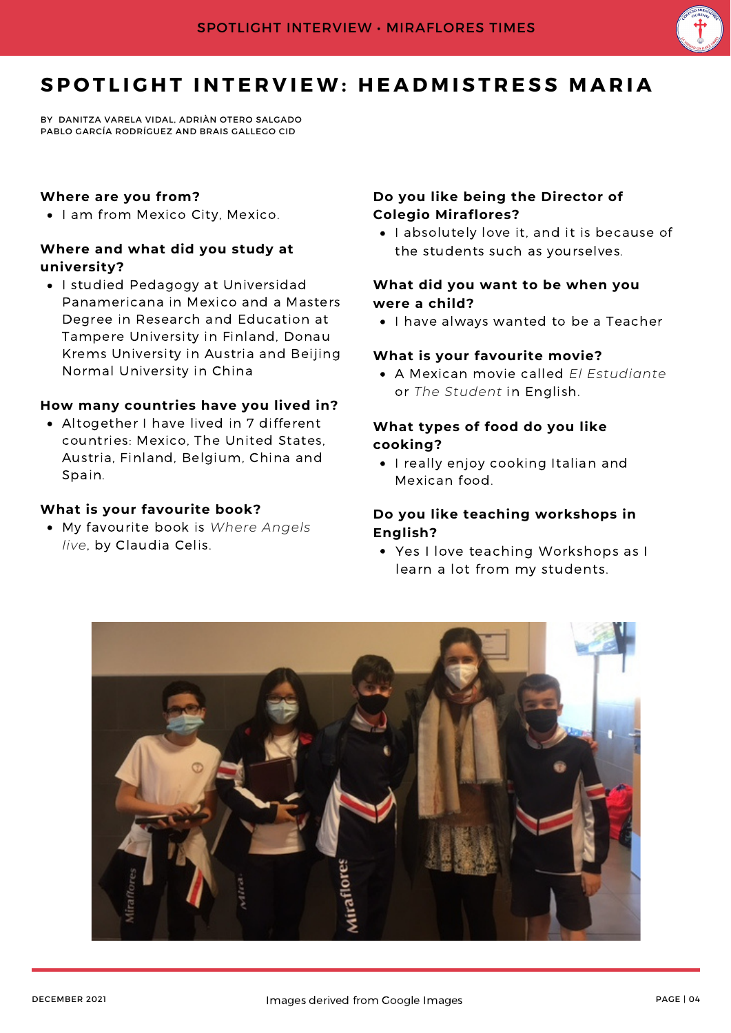# SPOTLIGHT INTERVIEW: HEADMISTRESS MARIA

BY DANITZA VARELA VIDAL, ADRIÀN OTERO SALGADO
PABLO GARCÍA RODRÍGUEZ AND BRAIS GALLEGO CID

**Where are you from?**

- I am from Mexico City, Mexico.

**Where and what did you study at university?**

- I studied Pedagogy at Universidad Panamericana in Mexico and a Masters Degree in Research and Education at Tampere University in Finland, Donau Krems University in Austria and Beijing Normal University in China

**How many countries have you lived in?**

- Altogether I have lived in 7 different countries: Mexico, The United States, Austria, Finland, Belgium, China and Spain.

**What is your favourite book?**

- My favourite book is *Where Angels live*, by Claudia Celis.

**Do you like being the Director of Colegio Miraflores?**

- I absolutely love it, and it is because of the students such as yourselves.

**What did you want to be when you were a child?**

- I have always wanted to be a Teacher

**What is your favourite movie?**

- A Mexican movie called *El Estudiante* or *The Student* in English.

**What types of food do you like cooking?**

- I really enjoy cooking Italian and Mexican food.

**Do you like teaching workshops in English?**

- Yes I love teaching Workshops as I learn a lot from my students.

DECEMBER 2021

Images derived from Google Images